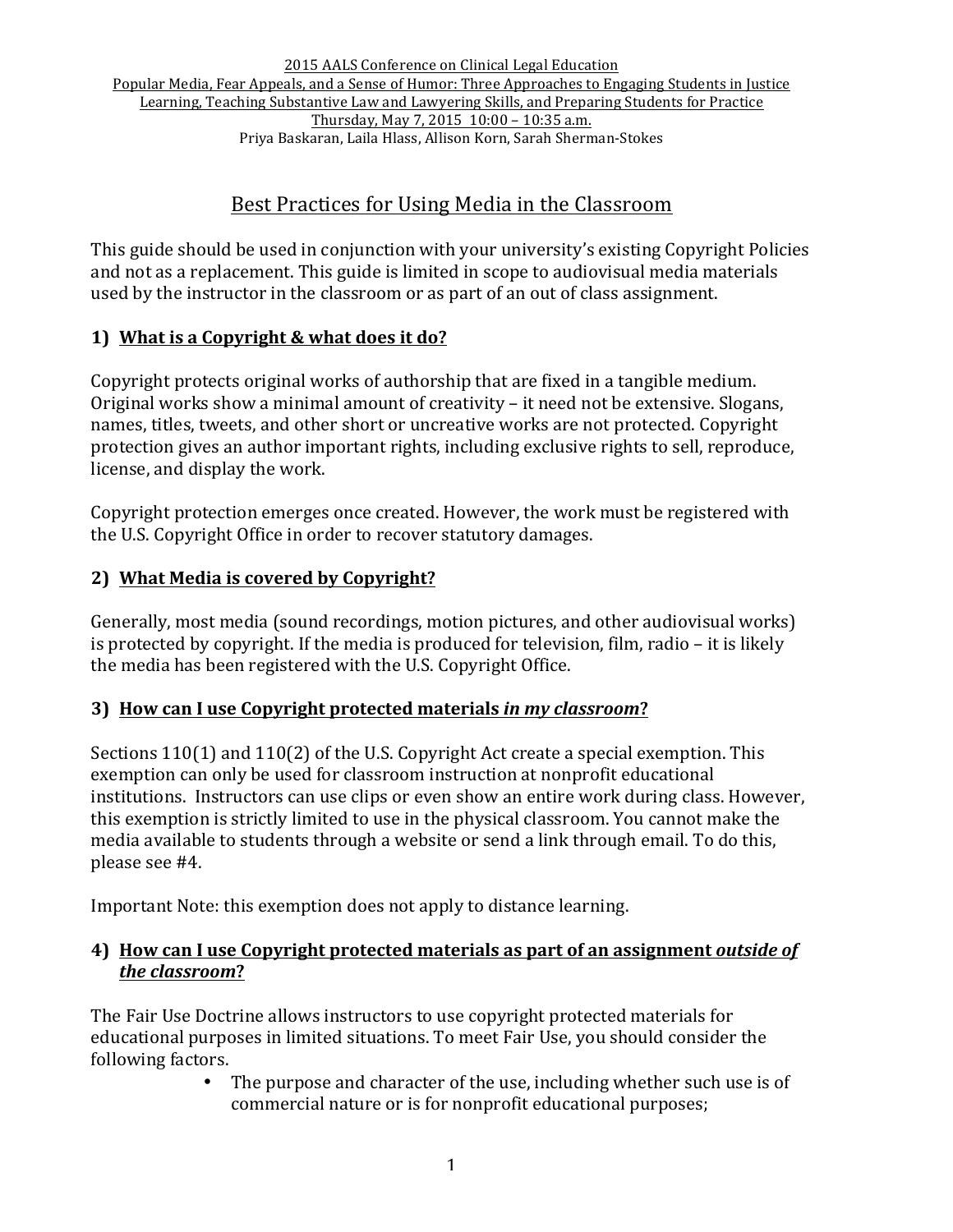2015 AALS Conference on Clinical Legal Education
Popular Media, Fear Appeals, and a Sense of Humor: Three Approaches to Engaging Students in Justice Learning, Teaching Substantive Law and Lawyering Skills, and Preparing Students for Practice
Thursday, May 7, 2015 10:00 – 10:35 a.m.
Priya Baskaran, Laila Hlass, Allison Korn, Sarah Sherman-Stokes

# Best Practices for Using Media in the Classroom

This guide should be used in conjunction with your university's existing Copyright Policies and not as a replacement. This guide is limited in scope to audiovisual media materials used by the instructor in the classroom or as part of an out of class assignment.

## 1) What is a Copyright & what does it do?

Copyright protects original works of authorship that are fixed in a tangible medium. Original works show a minimal amount of creativity – it need not be extensive. Slogans, names, titles, tweets, and other short or uncreative works are not protected. Copyright protection gives an author important rights, including exclusive rights to sell, reproduce, license, and display the work.

Copyright protection emerges once created. However, the work must be registered with the U.S. Copyright Office in order to recover statutory damages.

## 2) What Media is covered by Copyright?

Generally, most media (sound recordings, motion pictures, and other audiovisual works) is protected by copyright. If the media is produced for television, film, radio – it is likely the media has been registered with the U.S. Copyright Office.

## 3) How can I use Copyright protected materials *in my classroom*?

Sections 110(1) and 110(2) of the U.S. Copyright Act create a special exemption. This exemption can only be used for classroom instruction at nonprofit educational institutions. Instructors can use clips or even show an entire work during class. However, this exemption is strictly limited to use in the physical classroom. You cannot make the media available to students through a website or send a link through email. To do this, please see #4.

Important Note: this exemption does not apply to distance learning.

## 4) How can I use Copyright protected materials as part of an assignment *outside of the classroom*?

The Fair Use Doctrine allows instructors to use copyright protected materials for educational purposes in limited situations. To meet Fair Use, you should consider the following factors.

- The purpose and character of the use, including whether such use is of commercial nature or is for nonprofit educational purposes;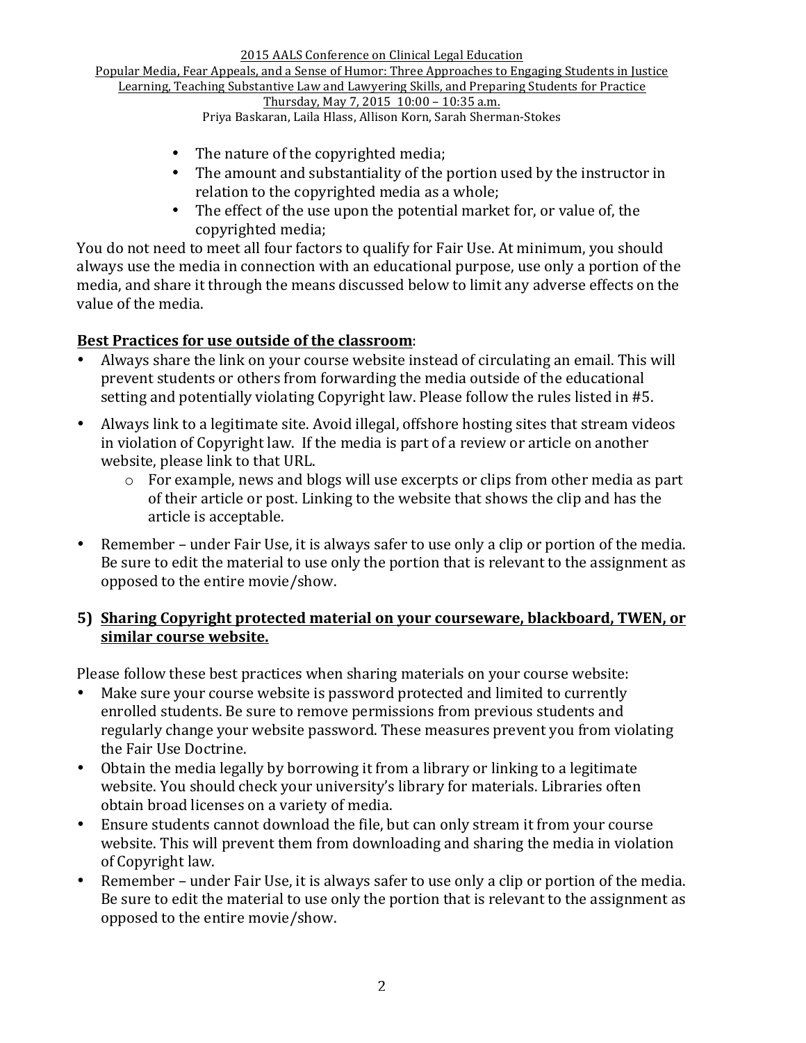- The nature of the copyrighted media;
- The amount and substantiality of the portion used by the instructor in relation to the copyrighted media as a whole;
- The effect of the use upon the potential market for, or value of, the copyrighted media;

You do not need to meet all four factors to qualify for Fair Use. At minimum, you should always use the media in connection with an educational purpose, use only a portion of the media, and share it through the means discussed below to limit any adverse effects on the value of the media.

**Best Practices for use outside of the classroom**:

- Always share the link on your course website instead of circulating an email. This will prevent students or others from forwarding the media outside of the educational setting and potentially violating Copyright law. Please follow the rules listed in #5.
- Always link to a legitimate site. Avoid illegal, offshore hosting sites that stream videos in violation of Copyright law. If the media is part of a review or article on another website, please link to that URL.
    - For example, news and blogs will use excerpts or clips from other media as part of their article or post. Linking to the website that shows the clip and has the article is acceptable.
- Remember – under Fair Use, it is always safer to use only a clip or portion of the media. Be sure to edit the material to use only the portion that is relevant to the assignment as opposed to the entire movie/show.

**5) Sharing Copyright protected material on your courseware, blackboard, TWEN, or similar course website.**

Please follow these best practices when sharing materials on your course website:

- Make sure your course website is password protected and limited to currently enrolled students. Be sure to remove permissions from previous students and regularly change your website password. These measures prevent you from violating the Fair Use Doctrine.
- Obtain the media legally by borrowing it from a library or linking to a legitimate website. You should check your university's library for materials. Libraries often obtain broad licenses on a variety of media.
- Ensure students cannot download the file, but can only stream it from your course website. This will prevent them from downloading and sharing the media in violation of Copyright law.
- Remember – under Fair Use, it is always safer to use only a clip or portion of the media. Be sure to edit the material to use only the portion that is relevant to the assignment as opposed to the entire movie/show.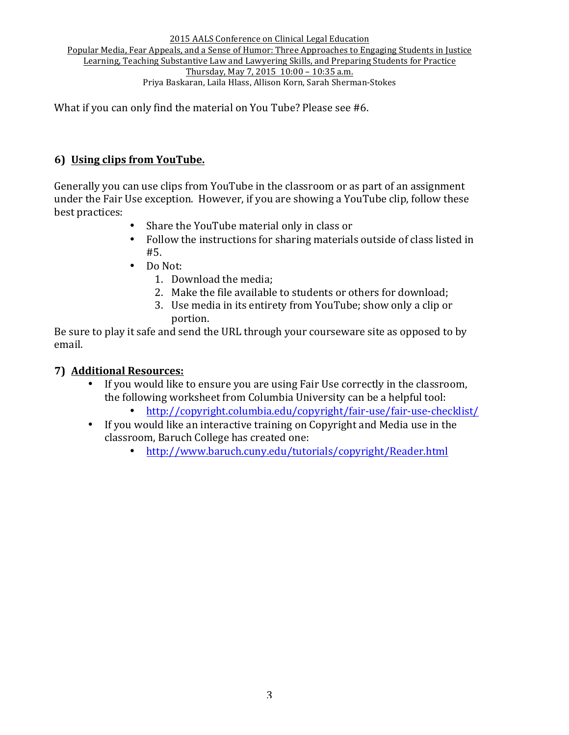What if you can only find the material on You Tube? Please see #6.

## 6) Using clips from YouTube.

Generally you can use clips from YouTube in the classroom or as part of an assignment under the Fair Use exception. However, if you are showing a YouTube clip, follow these best practices:

- Share the YouTube material only in class or
- Follow the instructions for sharing materials outside of class listed in #5.
- Do Not:
  1. Download the media;
  2. Make the file available to students or others for download;
  3. Use media in its entirety from YouTube; show only a clip or portion.

Be sure to play it safe and send the URL through your courseware site as opposed to by email.

## 7) Additional Resources:

- If you would like to ensure you are using Fair Use correctly in the classroom, the following worksheet from Columbia University can be a helpful tool:
  - http://copyright.columbia.edu/copyright/fair-use/fair-use-checklist/
- If you would like an interactive training on Copyright and Media use in the classroom, Baruch College has created one:
  - http://www.baruch.cuny.edu/tutorials/copyright/Reader.html